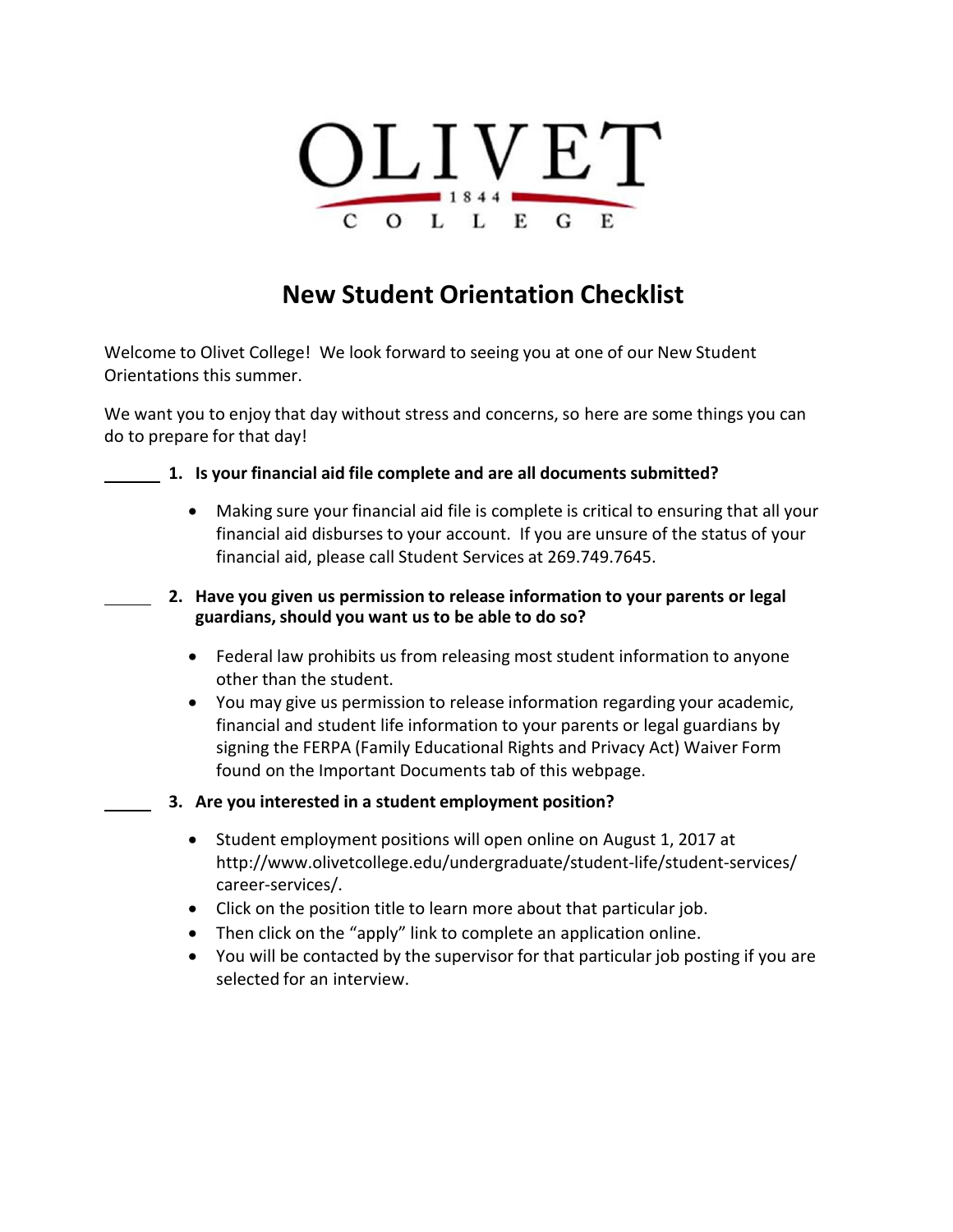OLIVET

1844

COLLEGE

# New Student Orientation Checklist

Welcome to Olivet College! We look forward to seeing you at one of our New Student Orientations this summer.

We want you to enjoy that day without stress and concerns, so here are some things you can do to prepare for that day!

______ **1. Is your financial aid file complete and are all documents submitted?**

- Making sure your financial aid file is complete is critical to ensuring that all your financial aid disburses to your account. If you are unsure of the status of your financial aid, please call Student Services at 269.749.7645.

______ **2. Have you given us permission to release information to your parents or legal guardians, should you want us to be able to do so?**

- Federal law prohibits us from releasing most student information to anyone other than the student.
- You may give us permission to release information regarding your academic, financial and student life information to your parents or legal guardians by signing the FERPA (Family Educational Rights and Privacy Act) Waiver Form found on the Important Documents tab of this webpage.

______ **3. Are you interested in a student employment position?**

- Student employment positions will open online on August 1, 2017 at http://www.olivetcollege.edu/undergraduate/student-life/student-services/career-services/.
- Click on the position title to learn more about that particular job.
- Then click on the "apply" link to complete an application online.
- You will be contacted by the supervisor for that particular job posting if you are selected for an interview.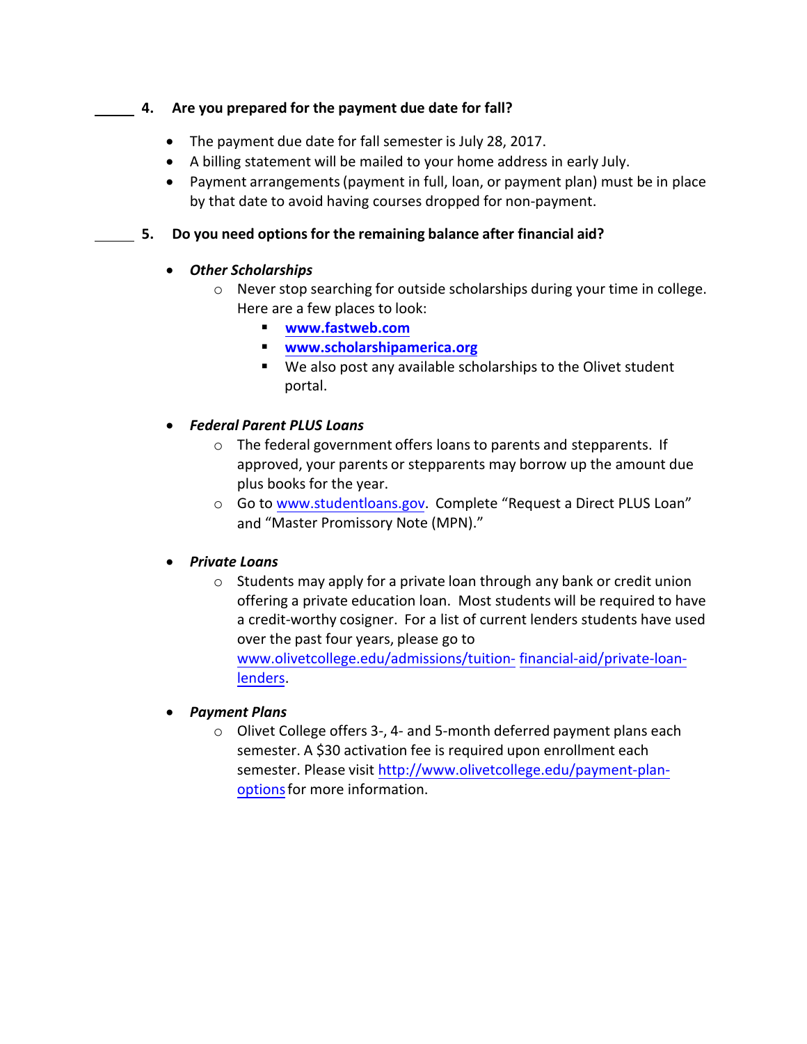\_\_\_\_\_ **4. Are you prepared for the payment due date for fall?**

- The payment due date for fall semester is July 28, 2017.
- A billing statement will be mailed to your home address in early July.
- Payment arrangements (payment in full, loan, or payment plan) must be in place by that date to avoid having courses dropped for non-payment.

\_\_\_\_\_ **5. Do you need options for the remaining balance after financial aid?**

- ***Other Scholarships***
  - Never stop searching for outside scholarships during your time in college. Here are a few places to look:
    - **www.fastweb.com**
    - **www.scholarshipamerica.org**
    - We also post any available scholarships to the Olivet student portal.

- ***Federal Parent PLUS Loans***
  - The federal government offers loans to parents and stepparents. If approved, your parents or stepparents may borrow up the amount due plus books for the year.
  - Go to www.studentloans.gov. Complete "Request a Direct PLUS Loan" and "Master Promissory Note (MPN)."

- ***Private Loans***
  - Students may apply for a private loan through any bank or credit union offering a private education loan. Most students will be required to have a credit-worthy cosigner. For a list of current lenders students have used over the past four years, please go to www.olivetcollege.edu/admissions/tuition-financial-aid/private-loan-lenders.

- ***Payment Plans***
  - Olivet College offers 3-, 4- and 5-month deferred payment plans each semester. A $30 activation fee is required upon enrollment each semester. Please visit http://www.olivetcollege.edu/payment-plan-options for more information.